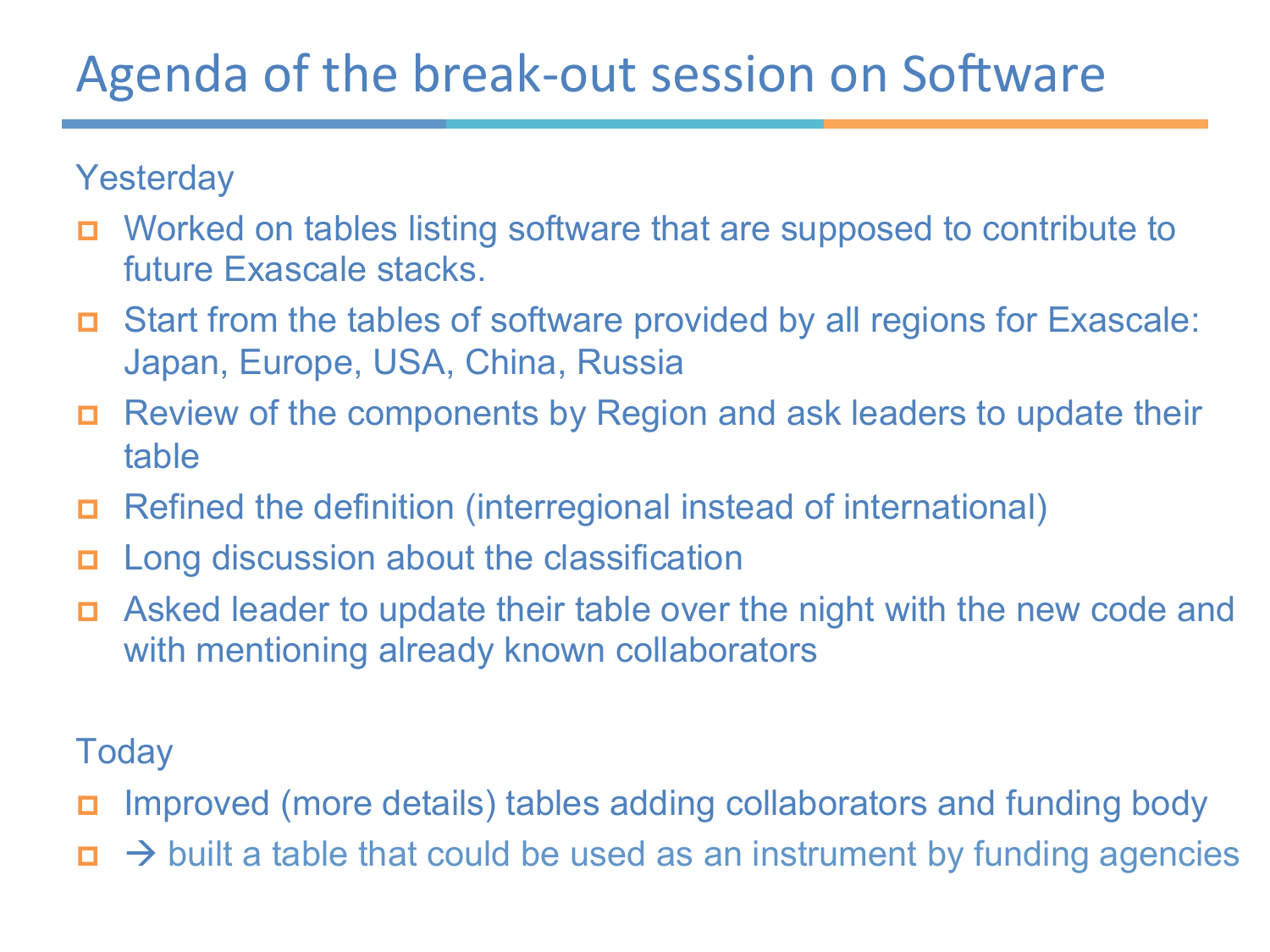# Agenda of the break-out session on Software

Yesterday

- Worked on tables listing software that are supposed to contribute to future Exascale stacks.
- Start from the tables of software provided by all regions for Exascale: Japan, Europe, USA, China, Russia
- Review of the components by Region and ask leaders to update their table
- Refined the definition (interregional instead of international)
- Long discussion about the classification
- Asked leader to update their table over the night with the new code and with mentioning already known collaborators

Today

- Improved (more details) tables adding collaborators and funding body
- → built a table that could be used as an instrument by funding agencies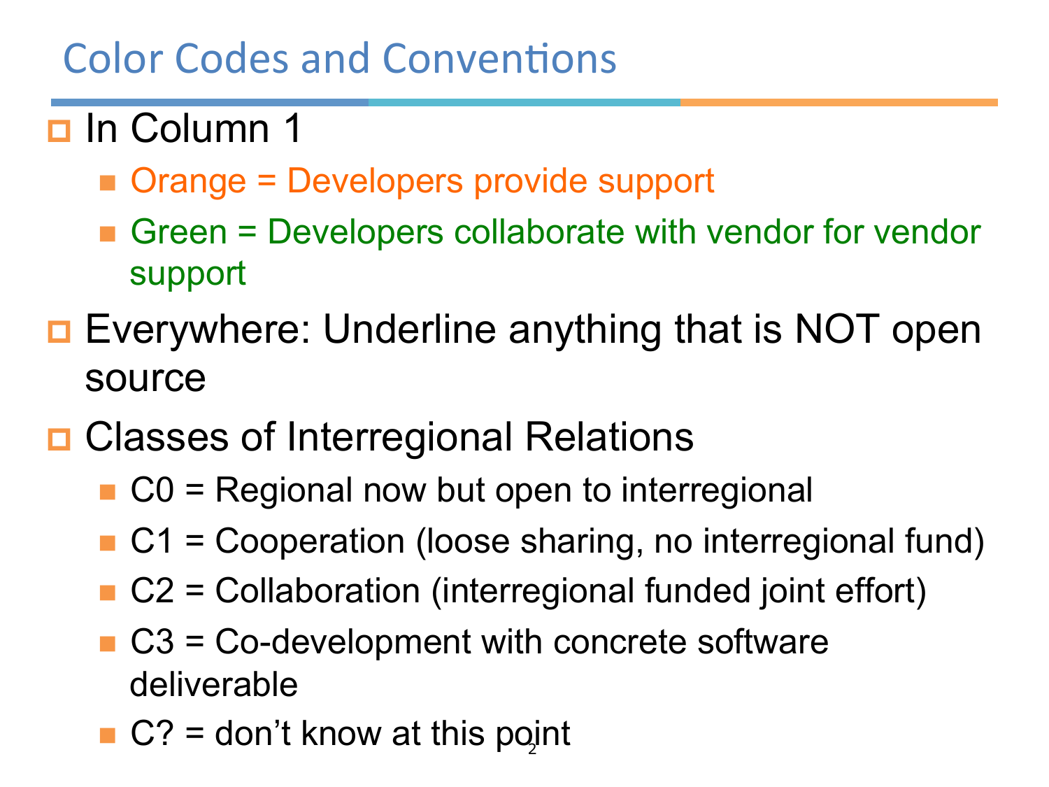# Color Codes and Conventions

- In Column 1
  - Orange = Developers provide support
  - Green = Developers collaborate with vendor for vendor support
- Everywhere: Underline anything that is NOT open source
- Classes of Interregional Relations
  - C0 = Regional now but open to interregional
  - C1 = Cooperation (loose sharing, no interregional fund)
  - C2 = Collaboration (interregional funded joint effort)
  - C3 = Co-development with concrete software deliverable
  - C? = don't know at this point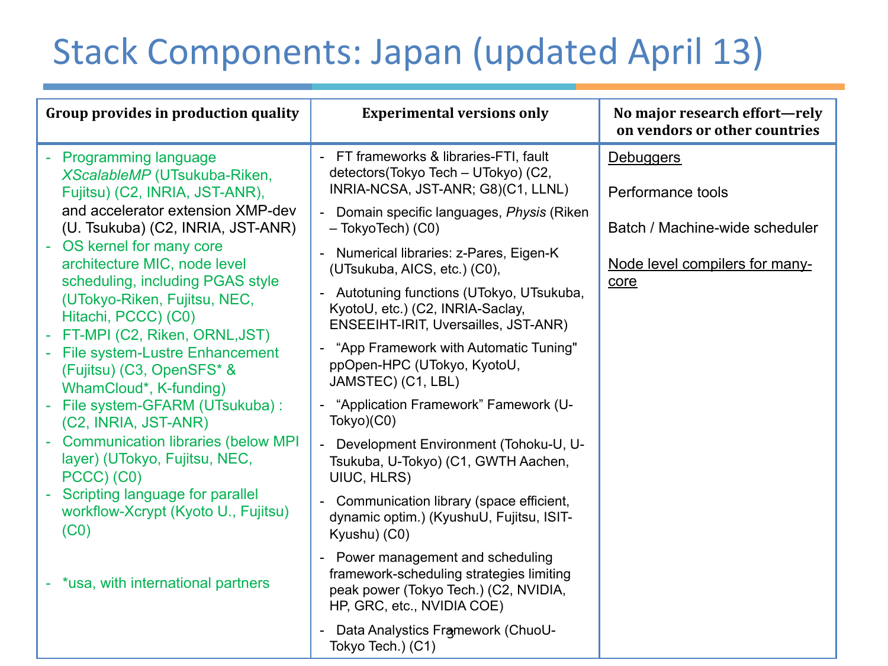# Stack Components: Japan (updated April 13)

| Group provides in production quality | Experimental versions only | No major research effort—rely on vendors or other countries |
|---|---|---|
| - Programming language *XScalableMP* (UTsukuba-Riken, Fujitsu) (C2, INRIA, JST-ANR), and accelerator extension XMP-dev (U. Tsukuba) (C2, INRIA, JST-ANR)<br>- OS kernel for many core architecture MIC, node level scheduling, including PGAS style (UTokyo-Riken, Fujitsu, NEC, Hitachi, PCCC) (C0)<br>- FT-MPI (C2, Riken, ORNL,JST)<br>- File system-Lustre Enhancement (Fujitsu) (C3, OpenSFS* & WhamCloud*, K-funding)<br>- File system-GFARM (UTsukuba) : (C2, INRIA, JST-ANR)<br>- Communication libraries (below MPI layer) (UTokyo, Fujitsu, NEC, PCCC) (C0)<br>- Scripting language for parallel workflow-Xcrypt (Kyoto U., Fujitsu) (C0)<br><br>- *usa, with international partners | - FT frameworks & libraries-FTI, fault detectors(Tokyo Tech – UTokyo) (C2, INRIA-NCSA, JST-ANR; G8)(C1, LLNL)<br>- Domain specific languages, *Physis* (Riken – TokyoTech) (C0)<br>- Numerical libraries: z-Pares, Eigen-K (UTsukuba, AICS, etc.) (C0),<br>- Autotuning functions (UTokyo, UTsukuba, KyotoU, etc.) (C2, INRIA-Saclay, ENSEEIHT-IRIT, Uversailles, JST-ANR)<br>- "App Framework with Automatic Tuning" ppOpen-HPC (UTokyo, KyotoU, JAMSTEC) (C1, LBL)<br>- "Application Framework" Famework (U-Tokyo)(C0)<br>- Development Environment (Tohoku-U, U-Tsukuba, U-Tokyo) (C1, GWTH Aachen, UIUC, HLRS)<br>- Communication library (space efficient, dynamic optim.) (KyushuU, Fujitsu, ISIT-Kyushu) (C0)<br>- Power management and scheduling framework-scheduling strategies limiting peak power (Tokyo Tech.) (C2, NVIDIA, HP, GRC, etc., NVIDIA COE)<br>- Data Analystics Framework (ChuoU-Tokyo Tech.) (C1) | Debuggers<br><br>Performance tools<br><br>Batch / Machine-wide scheduler<br><br>Node level compilers for many-core |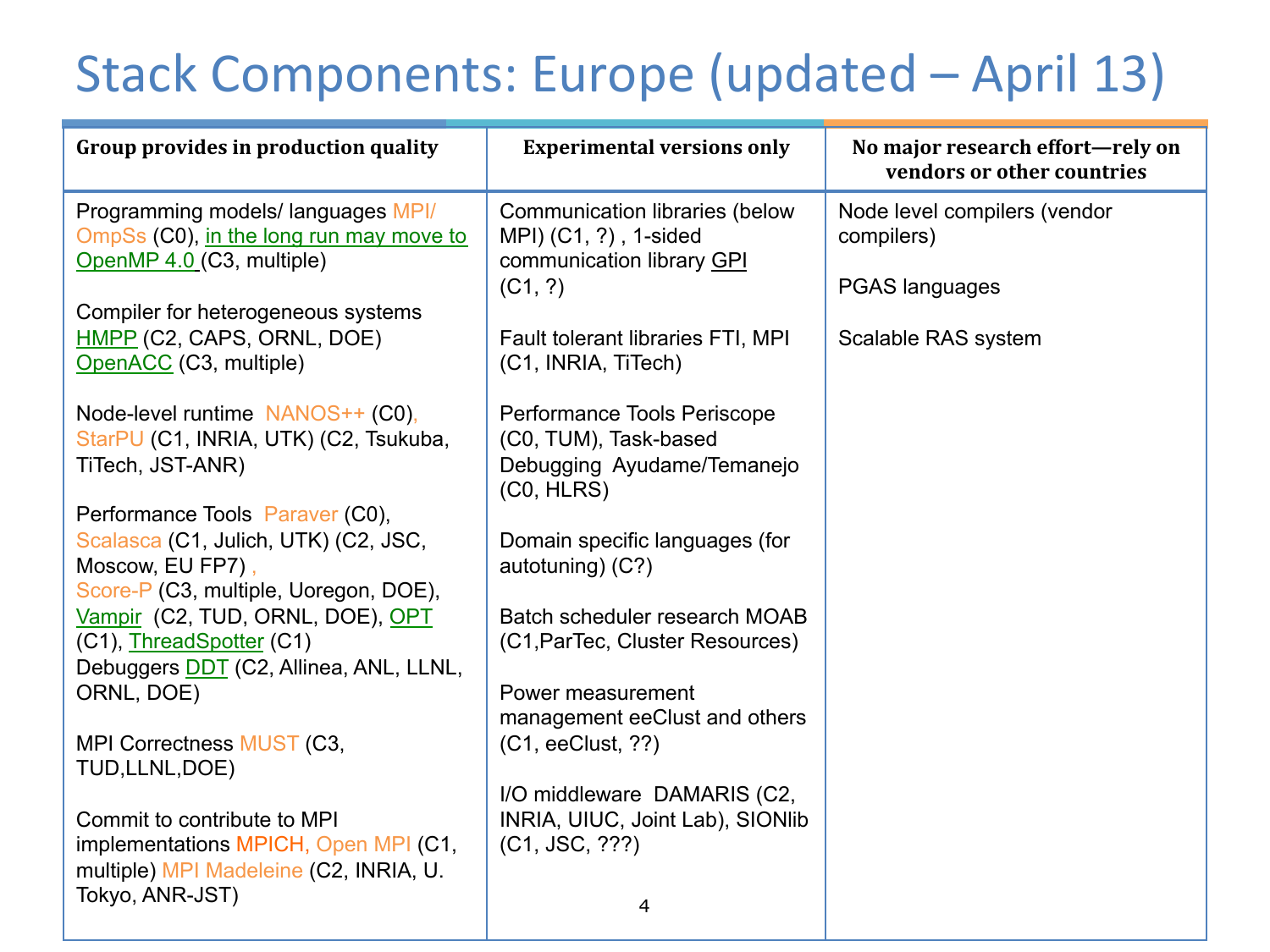# Stack Components: Europe (updated – April 13)

| Group provides in production quality | Experimental versions only | No major research effort—rely on vendors or other countries |
| --- | --- | --- |
| Programming models/ languages MPI/ OmpSs (C0), in the long run may move to OpenMP 4.0 (C3, multiple)<br><br>Compiler for heterogeneous systems HMPP (C2, CAPS, ORNL, DOE) OpenACC (C3, multiple)<br><br>Node-level runtime NANOS++ (C0), StarPU (C1, INRIA, UTK) (C2, Tsukuba, TiTech, JST-ANR)<br><br>Performance Tools Paraver (C0), Scalasca (C1, Julich, UTK) (C2, JSC, Moscow, EU FP7) , Score-P (C3, multiple, Uoregon, DOE), Vampir (C2, TUD, ORNL, DOE), OPT (C1), ThreadSpotter (C1) Debuggers DDT (C2, Allinea, ANL, LLNL, ORNL, DOE)<br><br>MPI Correctness MUST (C3, TUD,LLNL,DOE)<br><br>Commit to contribute to MPI implementations MPICH, Open MPI (C1, multiple) MPI Madeleine (C2, INRIA, U. Tokyo, ANR-JST) | Communication libraries (below MPI) (C1, ?) , 1-sided communication library GPI (C1, ?)<br><br>Fault tolerant libraries FTI, MPI (C1, INRIA, TiTech)<br><br>Performance Tools Periscope (C0, TUM), Task-based Debugging Ayudame/Temanejo (C0, HLRS)<br><br>Domain specific languages (for autotuning) (C?)<br><br>Batch scheduler research MOAB (C1,ParTec, Cluster Resources)<br><br>Power measurement management eeClust and others (C1, eeClust, ??)<br><br>I/O middleware DAMARIS (C2, INRIA, UIUC, Joint Lab), SIONlib (C1, JSC, ???) | Node level compilers (vendor compilers)<br><br>PGAS languages<br><br>Scalable RAS system |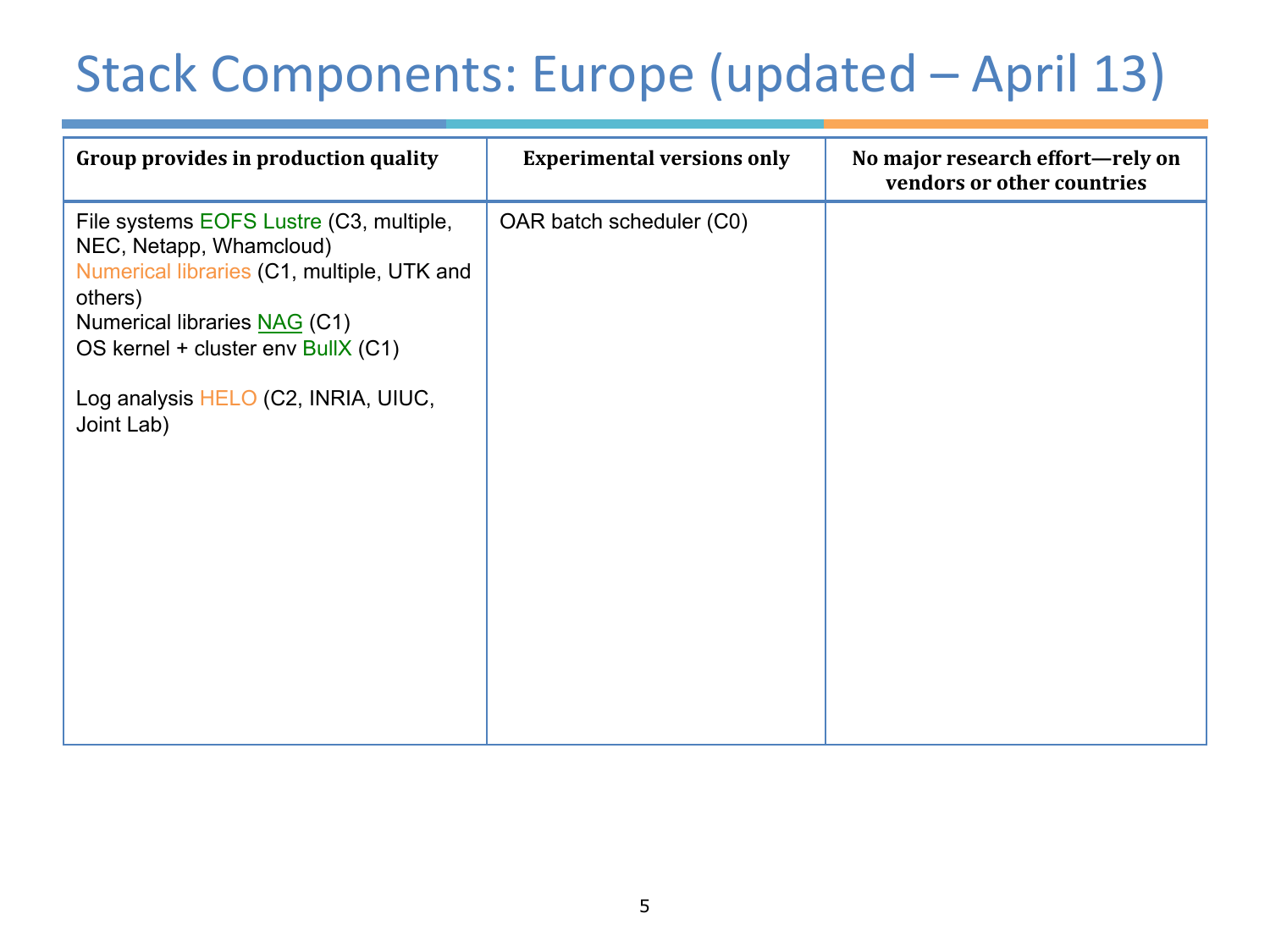# Stack Components: Europe (updated – April 13)

| Group provides in production quality | Experimental versions only | No major research effort—rely on vendors or other countries |
| --- | --- | --- |
| File systems EOFS Lustre (C3, multiple, NEC, Netapp, Whamcloud)<br>Numerical libraries (C1, multiple, UTK and others)<br>Numerical libraries NAG (C1)<br>OS kernel + cluster env BullX (C1)<br><br>Log analysis HELO (C2, INRIA, UIUC, Joint Lab) | OAR batch scheduler (C0) | |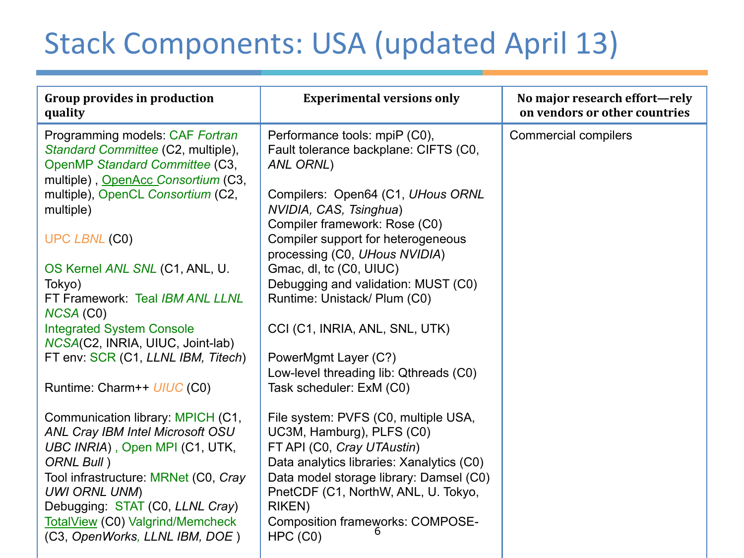# Stack Components: USA (updated April 13)

| Group provides in production quality | Experimental versions only | No major research effort—rely on vendors or other countries |
|---|---|---|
| Programming models: CAF *Fortran Standard Committee* (C2, multiple), OpenMP *Standard Committee* (C3, multiple) , OpenAcc *Consortium* (C3, multiple), OpenCL *Consortium* (C2, multiple)<br><br>UPC *LBNL* (C0)<br><br>OS Kernel *ANL SNL* (C1, ANL, U. Tokyo)<br>FT Framework: Teal *IBM ANL LLNL NCSA* (C0)<br>Integrated System Console *NCSA*(C2, INRIA, UIUC, Joint-lab)<br>FT env: SCR (C1, *LLNL IBM, Titech*)<br><br>Runtime: Charm++ *UIUC* (C0)<br><br>Communication library: MPICH (C1, *ANL Cray IBM Intel Microsoft OSU UBC INRIA*) , Open MPI (C1, UTK, *ORNL Bull* )<br>Tool infrastructure: MRNet (C0, *Cray UWI ORNL UNM*)<br>Debugging: STAT (C0, *LLNL Cray*)<br>TotalView (C0) Valgrind/Memcheck (C3, *OpenWorks, LLNL IBM, DOE* ) | Performance tools: mpiP (C0),<br>Fault tolerance backplane: CIFTS (C0, *ANL ORNL*)<br><br>Compilers: Open64 (C1, *UHous ORNL NVIDIA, CAS, Tsinghua*)<br>Compiler framework: Rose (C0)<br>Compiler support for heterogeneous processing (C0, *UHous NVIDIA*)<br>Gmac, dl, tc (C0, UIUC)<br>Debugging and validation: MUST (C0)<br>Runtime: Unistack/ Plum (C0)<br><br>CCI (C1, INRIA, ANL, SNL, UTK)<br><br>PowerMgmt Layer (C?)<br>Low-level threading lib: Qthreads (C0)<br>Task scheduler: ExM (C0)<br><br>File system: PVFS (C0, multiple USA, UC3M, Hamburg), PLFS (C0)<br>FT API (C0, *Cray UTAustin*)<br>Data analytics libraries: Xanalytics (C0)<br>Data model storage library: Damsel (C0)<br>PnetCDF (C1, NorthW, ANL, U. Tokyo, RIKEN)<br>Composition frameworks: COMPOSE-HPC (C0) | Commercial compilers |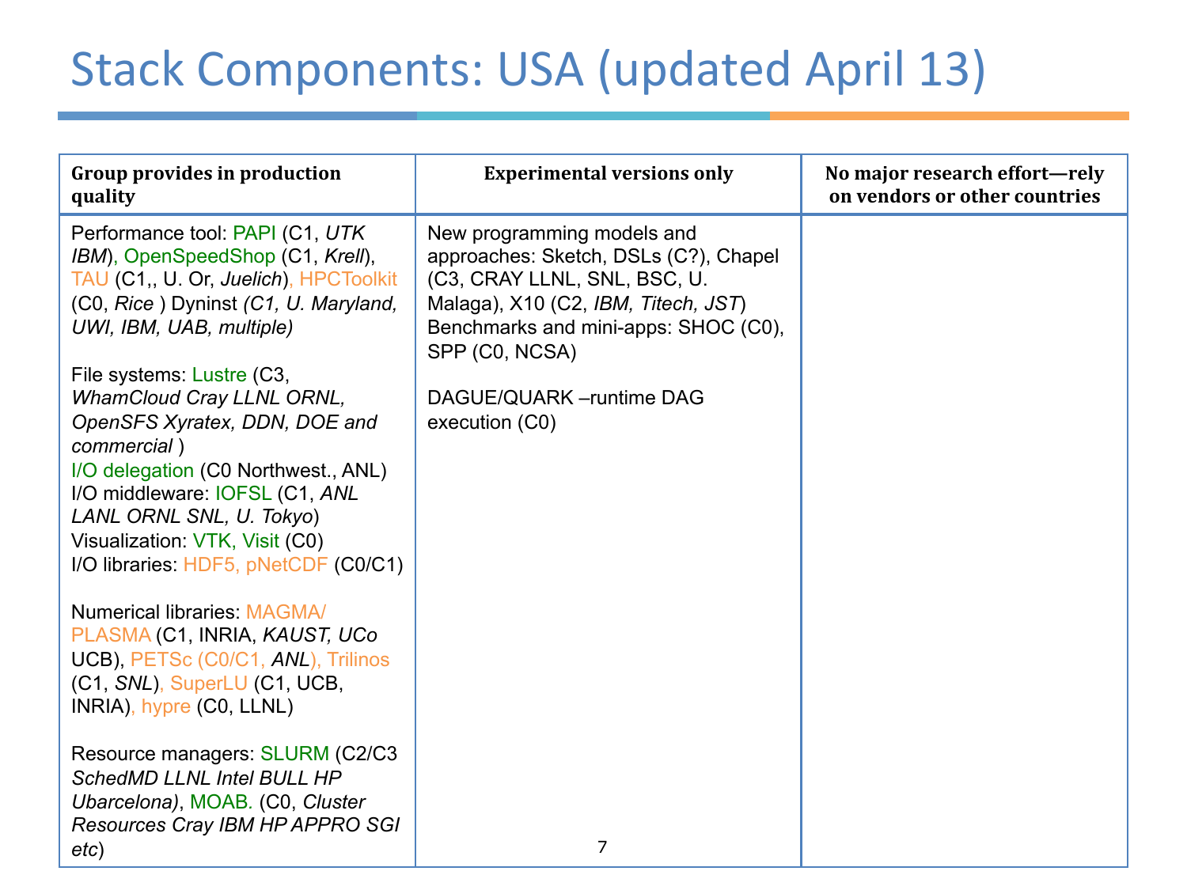# Stack Components: USA (updated April 13)

| Group provides in production quality | Experimental versions only | No major research effort—rely on vendors or other countries |
|---|---|---|
| Performance tool: PAPI (C1, *UTK IBM*), OpenSpeedShop (C1, *Krell*), TAU (C1,, U. Or, *Juelich*), HPCToolkit (C0, *Rice* ) Dyninst *(C1, U. Maryland, UWI, IBM, UAB, multiple)*<br><br>File systems: Lustre (C3, *WhamCloud Cray LLNL ORNL, OpenSFS Xyratex, DDN, DOE and commercial* )<br>I/O delegation (C0 Northwest., ANL)<br>I/O middleware: IOFSL (C1, *ANL LANL ORNL SNL, U. Tokyo*)<br>Visualization: VTK, Visit (C0)<br>I/O libraries: HDF5, pNetCDF (C0/C1)<br><br>Numerical libraries: MAGMA/PLASMA (C1, INRIA, *KAUST, UCo* UCB), PETSc (C0/C1, *ANL*), Trilinos (C1, *SNL*), SuperLU (C1, UCB, INRIA), hypre (C0, LLNL)<br><br>Resource managers: SLURM (C2/C3 *SchedMD LLNL Intel BULL HP Ubarcelona)*, MOAB. (C0, *Cluster Resources Cray IBM HP APPRO SGI etc*) | New programming models and approaches: Sketch, DSLs (C?), Chapel (C3, CRAY LLNL, SNL, BSC, U. Malaga), X10 (C2, *IBM, Titech, JST*)<br>Benchmarks and mini-apps: SHOC (C0), SPP (C0, NCSA)<br><br>DAGUE/QUARK –runtime DAG execution (C0) | |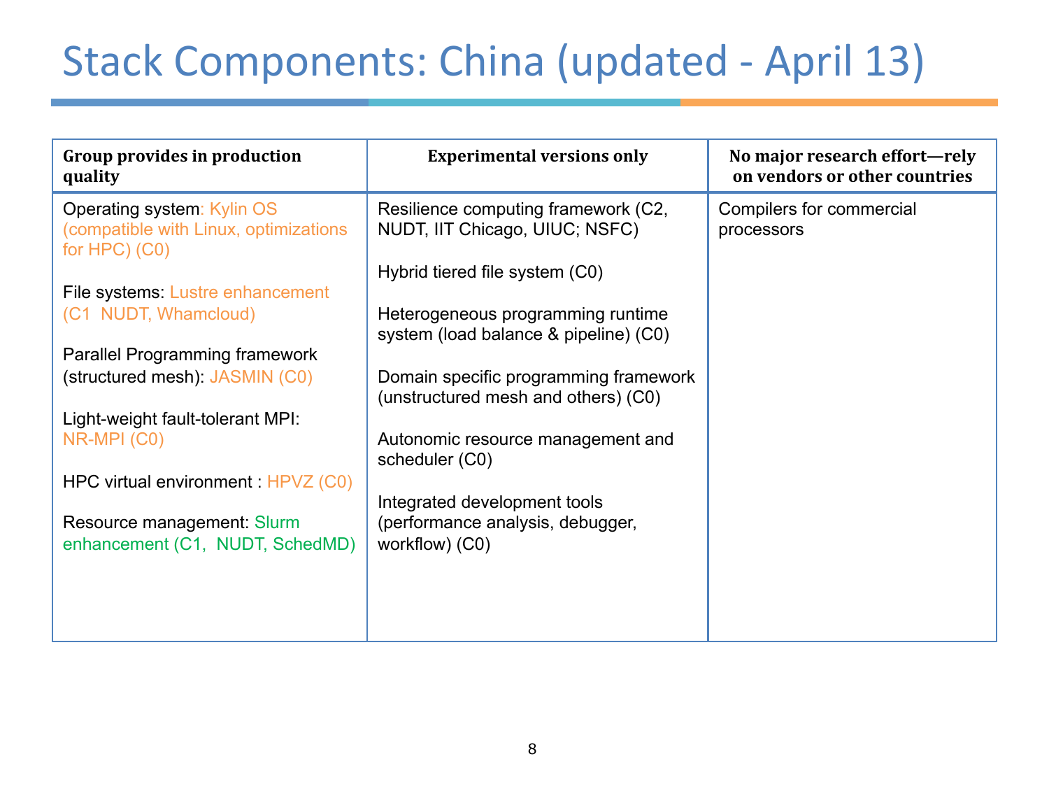# Stack Components: China (updated - April 13)

| Group provides in production quality | Experimental versions only | No major research effort—rely on vendors or other countries |
| --- | --- | --- |
| Operating system: Kylin OS (compatible with Linux, optimizations for HPC) (C0)<br><br>File systems: Lustre enhancement (C1 NUDT, Whamcloud)<br><br>Parallel Programming framework (structured mesh): JASMIN (C0)<br><br>Light-weight fault-tolerant MPI: NR-MPI (C0)<br><br>HPC virtual environment : HPVZ (C0)<br><br>Resource management: Slurm enhancement (C1, NUDT, SchedMD) | Resilience computing framework (C2, NUDT, IIT Chicago, UIUC; NSFC)<br><br>Hybrid tiered file system (C0)<br><br>Heterogeneous programming runtime system (load balance & pipeline) (C0)<br><br>Domain specific programming framework (unstructured mesh and others) (C0)<br><br>Autonomic resource management and scheduler (C0)<br><br>Integrated development tools (performance analysis, debugger, workflow) (C0) | Compilers for commercial processors |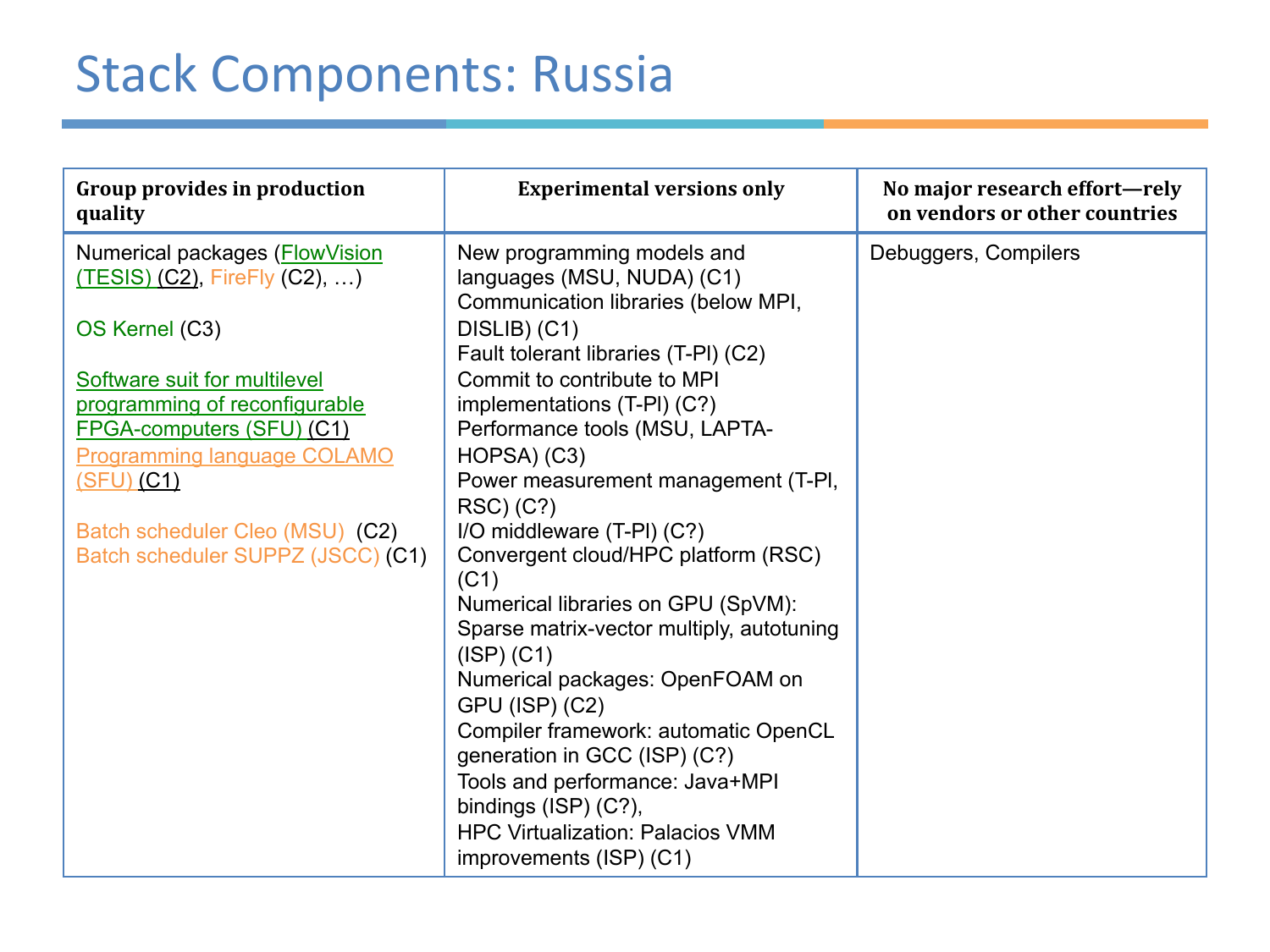# Stack Components: Russia

| Group provides in production quality | Experimental versions only | No major research effort—rely on vendors or other countries |
|---|---|---|
| Numerical packages (FlowVision (TESIS) (C2), FireFly (C2), …)<br><br>OS Kernel (C3)<br><br>Software suit for multilevel programming of reconfigurable FPGA-computers (SFU) (C1)<br>Programming language COLAMO (SFU) (C1)<br><br>Batch scheduler Cleo (MSU) (C2)<br>Batch scheduler SUPPZ (JSCC) (C1) | New programming models and languages (MSU, NUDA) (C1)<br>Communication libraries (below MPI, DISLIB) (C1)<br>Fault tolerant libraries (T-Pl) (C2)<br>Commit to contribute to MPI implementations (T-Pl) (C?)<br>Performance tools (MSU, LAPTA-HOPSA) (C3)<br>Power measurement management (T-Pl, RSC) (C?)<br>I/O middleware (T-Pl) (C?)<br>Convergent cloud/HPC platform (RSC) (C1)<br>Numerical libraries on GPU (SpVM): Sparse matrix-vector multiply, autotuning (ISP) (C1)<br>Numerical packages: OpenFOAM on GPU (ISP) (C2)<br>Compiler framework: automatic OpenCL generation in GCC (ISP) (C?)<br>Tools and performance: Java+MPI bindings (ISP) (C?),<br>HPC Virtualization: Palacios VMM improvements (ISP) (C1) | Debuggers, Compilers |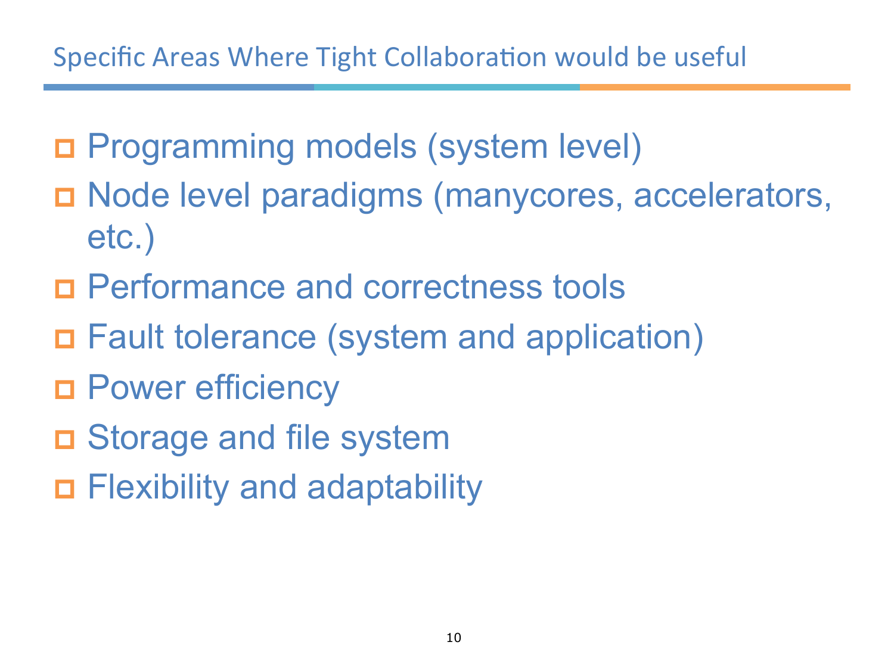## Specific Areas Where Tight Collaboration would be useful

- Programming models (system level)
- Node level paradigms (manycores, accelerators, etc.)
- Performance and correctness tools
- Fault tolerance (system and application)
- Power efficiency
- Storage and file system
- Flexibility and adaptability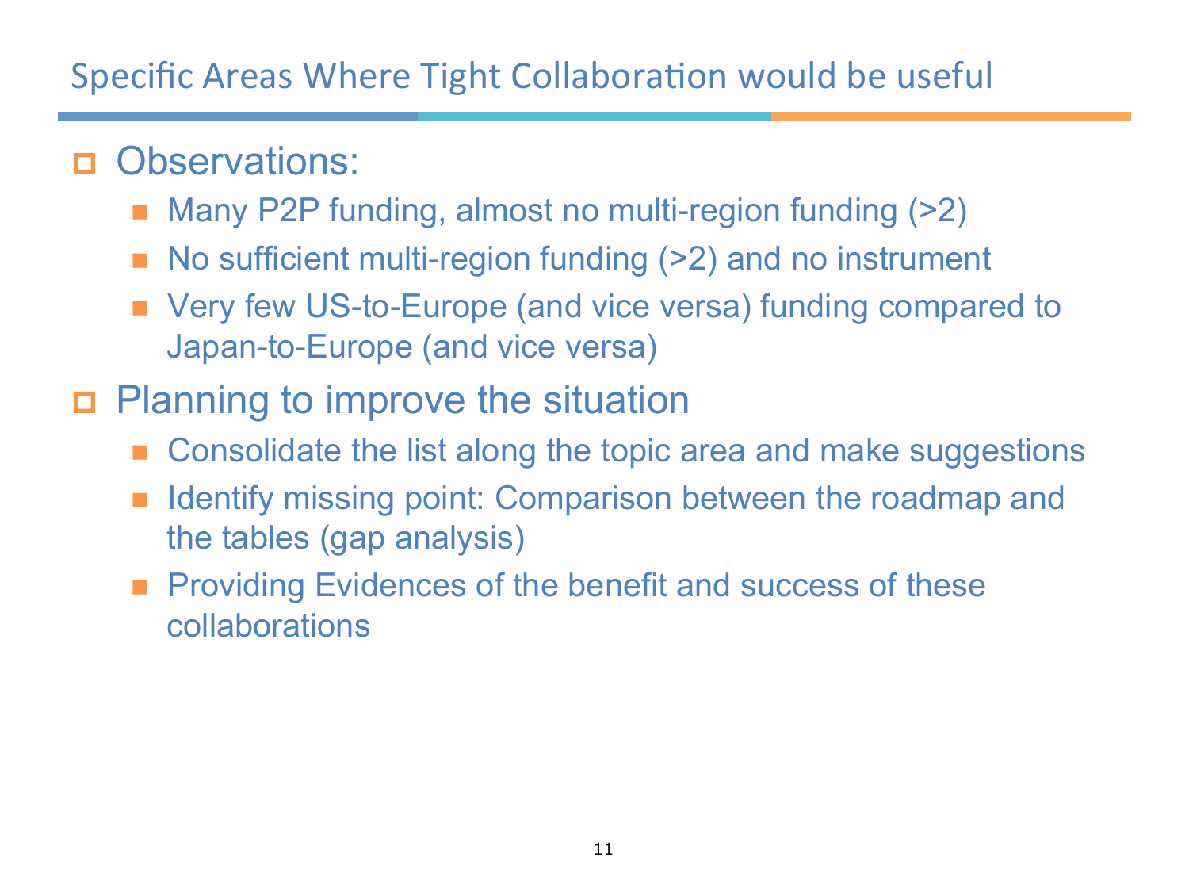## Specific Areas Where Tight Collaboration would be useful

- Observations:
  - Many P2P funding, almost no multi-region funding (>2)
  - No sufficient multi-region funding (>2) and no instrument
  - Very few US-to-Europe (and vice versa) funding compared to Japan-to-Europe (and vice versa)
- Planning to improve the situation
  - Consolidate the list along the topic area and make suggestions
  - Identify missing point: Comparison between the roadmap and the tables (gap analysis)
  - Providing Evidences of the benefit and success of these collaborations